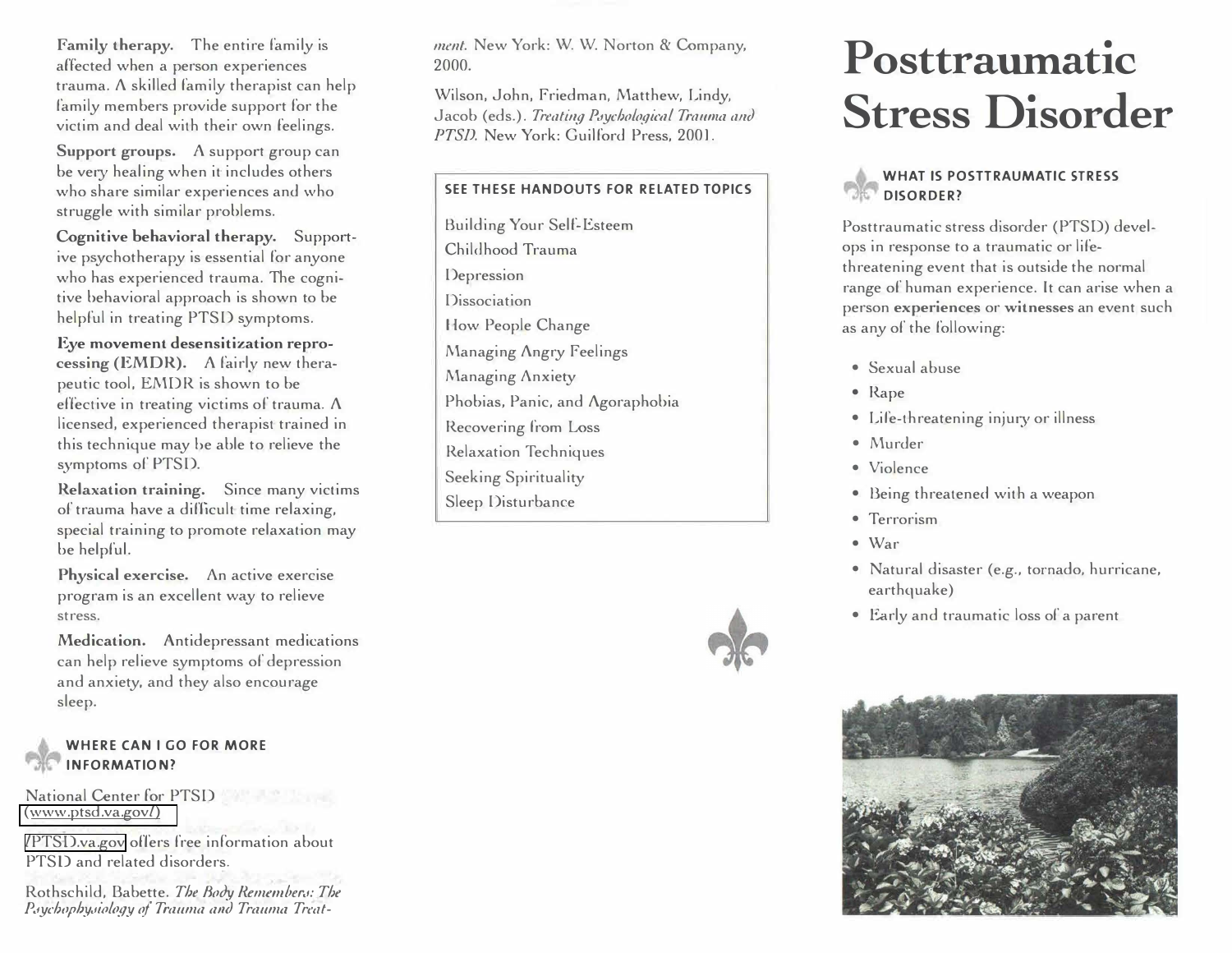**Family therapy.** The entire family is affected when a person experiences trauma. A skilled family therapist can help family members provide support for the victim and deal with their own feelings.

**Support groups.** A support group can be very healing when it includes others who share similar experiences and who struggle with similar problems.

**Cognitive behavioral therapy.** Supportive psychotherapy is essential for anyone who has experienced trauma. The cognitive behavioral approach is shown to be helpful in treating PTSD symptoms.

**Eye movement desensitization reprocessing (EMDR).** A fairly new therapeutic tool, EMDR is shown to be effective in treating victims of trauma. A licensed, experienced therapist trained in this technique may be able to relieve the symptoms of PTSD.

**Relaxation training.** Since many victims of trauma have a difficult time relaxing, special training to promote relaxation may be helpful.

**Physical exercise.** An active exercise program is an excellent way to relieve stress.

**Medication.** Antidepressant medications can help relieve symptoms of depression and anxiety, and they also encourage sleep.

## WHERE CAN I GO FOR MORE INFORMATION?

National Center for PTSD (www.ptsd.va.gov/)

/PTSD.va.gov offers free information about PTSD and related disorders.

Rothschild, Babette. *The Body Remembers: The Psychophysiology of Trauma and Trauma Treatment.* New York: W. W. Norton & Company, 2000.

Wilson, John, Friedman, Matthew, Lindy, Jacob (eds.). *Treating Psychological Trauma and PTSD.* New York: Guilford Press, 2001.

### SEE THESE HANDOUTS FOR RELATED TOPICS

Building Your Self-Esteem
Childhood Trauma
Depression
Dissociation
How People Change
Managing Angry Feelings
Managing Anxiety
Phobias, Panic, and Agoraphobia
Recovering from Loss
Relaxation Techniques
Seeking Spirituality
Sleep Disturbance

# Posttraumatic Stress Disorder

## WHAT IS POSTTRAUMATIC STRESS DISORDER?

Posttraumatic stress disorder (PTSD) develops in response to a traumatic or life-threatening event that is outside the normal range of human experience. It can arise when a person **experiences** or **witnesses** an event such as any of the following:

- Sexual abuse
- Rape
- Life-threatening injury or illness
- Murder
- Violence
- Being threatened with a weapon
- Terrorism
- War
- Natural disaster (e.g., tornado, hurricane, earthquake)
- Early and traumatic loss of a parent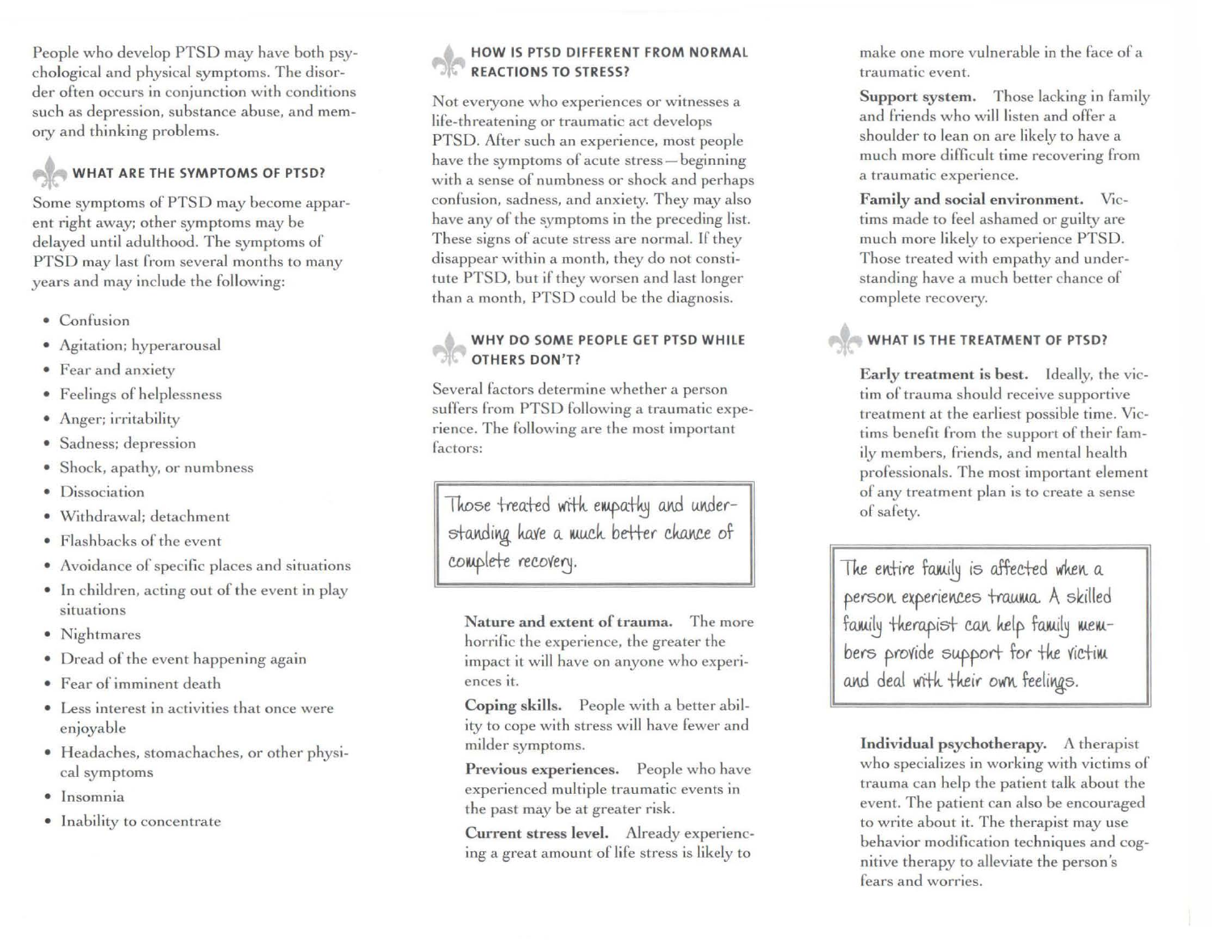People who develop PTSD may have both psychological and physical symptoms. The disorder often occurs in conjunction with conditions such as depression, substance abuse, and memory and thinking problems.

## WHAT ARE THE SYMPTOMS OF PTSD?

Some symptoms of PTSD may become apparent right away; other symptoms may be delayed until adulthood. The symptoms of PTSD may last from several months to many years and may include the following:

- Confusion
- Agitation; hyperarousal
- Fear and anxiety
- Feelings of helplessness
- Anger; irritability
- Sadness; depression
- Shock, apathy, or numbness
- Dissociation
- Withdrawal; detachment
- Flashbacks of the event
- Avoidance of specific places and situations
- In children, acting out of the event in play situations
- Nightmares
- Dread of the event happening again
- Fear of imminent death
- Less interest in activities that once were enjoyable
- Headaches, stomachaches, or other physical symptoms
- Insomnia
- Inability to concentrate

## HOW IS PTSD DIFFERENT FROM NORMAL REACTIONS TO STRESS?

Not everyone who experiences or witnesses a life-threatening or traumatic act develops PTSD. After such an experience, most people have the symptoms of acute stress—beginning with a sense of numbness or shock and perhaps confusion, sadness, and anxiety. They may also have any of the symptoms in the preceding list. These signs of acute stress are normal. If they disappear within a month, they do not constitute PTSD, but if they worsen and last longer than a month, PTSD could be the diagnosis.

## WHY DO SOME PEOPLE GET PTSD WHILE OTHERS DON'T?

Several factors determine whether a person suffers from PTSD following a traumatic experience. The following are the most important factors:

> Those treated with empathy and understanding have a much better chance of complete recovery.

**Nature and extent of trauma.** The more horrific the experience, the greater the impact it will have on anyone who experiences it.

**Coping skills.** People with a better ability to cope with stress will have fewer and milder symptoms.

**Previous experiences.** People who have experienced multiple traumatic events in the past may be at greater risk.

**Current stress level.** Already experiencing a great amount of life stress is likely to make one more vulnerable in the face of a traumatic event.

**Support system.** Those lacking in family and friends who will listen and offer a shoulder to lean on are likely to have a much more difficult time recovering from a traumatic experience.

**Family and social environment.** Victims made to feel ashamed or guilty are much more likely to experience PTSD. Those treated with empathy and understanding have a much better chance of complete recovery.

## WHAT IS THE TREATMENT OF PTSD?

**Early treatment is best.** Ideally, the victim of trauma should receive supportive treatment at the earliest possible time. Victims benefit from the support of their family members, friends, and mental health professionals. The most important element of any treatment plan is to create a sense of safety.

> The entire family is affected when a person experiences trauma. A skilled family therapist can help family members provide support for the victim and deal with their own feelings.

**Individual psychotherapy.** A therapist who specializes in working with victims of trauma can help the patient talk about the event. The patient can also be encouraged to write about it. The therapist may use behavior modification techniques and cognitive therapy to alleviate the person's fears and worries.